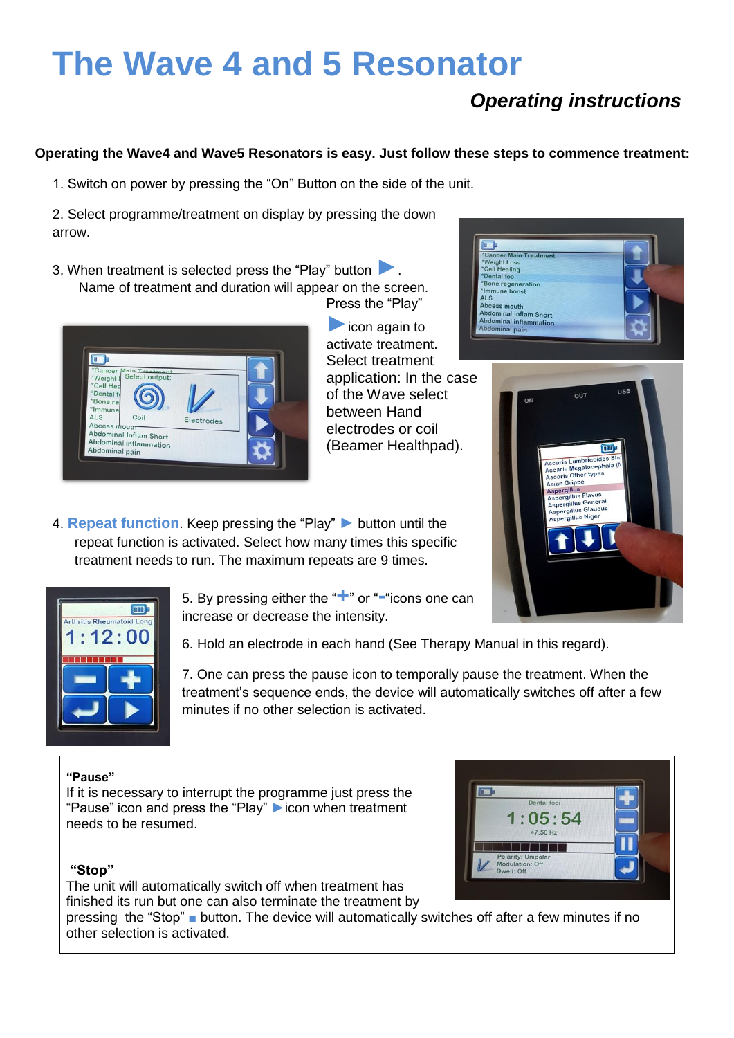# The Wave 4 and 5 Resonator

### *Operating instructions*

**Operating the Wave4 and Wave5 Resonators is easy. Just follow these steps to commence treatment:**

1. Switch on power by pressing the "On" Button on the side of the unit.

2. Select programme/treatment on display by pressing the down arrow.

3. When treatment is selected press the "Play" button ▶ .
   Name of treatment and duration will appear on the screen. Press the "Play" ▶ icon again to activate treatment. Select treatment application: In the case of the Wave select between Hand electrodes or coil (Beamer Healthpad).

4. **Repeat function**. Keep pressing the "Play" ▶ button until the repeat function is activated. Select how many times this specific treatment needs to run. The maximum repeats are 9 times.

5. By pressing either the "+" or "-"icons one can increase or decrease the intensity.

6. Hold an electrode in each hand (See Therapy Manual in this regard).

7. One can press the pause icon to temporally pause the treatment. When the treatment's sequence ends, the device will automatically switches off after a few minutes if no other selection is activated.

**"Pause"**
If it is necessary to interrupt the programme just press the "Pause" icon and press the "Play" ▶ icon when treatment needs to be resumed.

**"Stop"**
The unit will automatically switch off when treatment has finished its run but one can also terminate the treatment by pressing the "Stop" ■ button. The device will automatically switches off after a few minutes if no other selection is activated.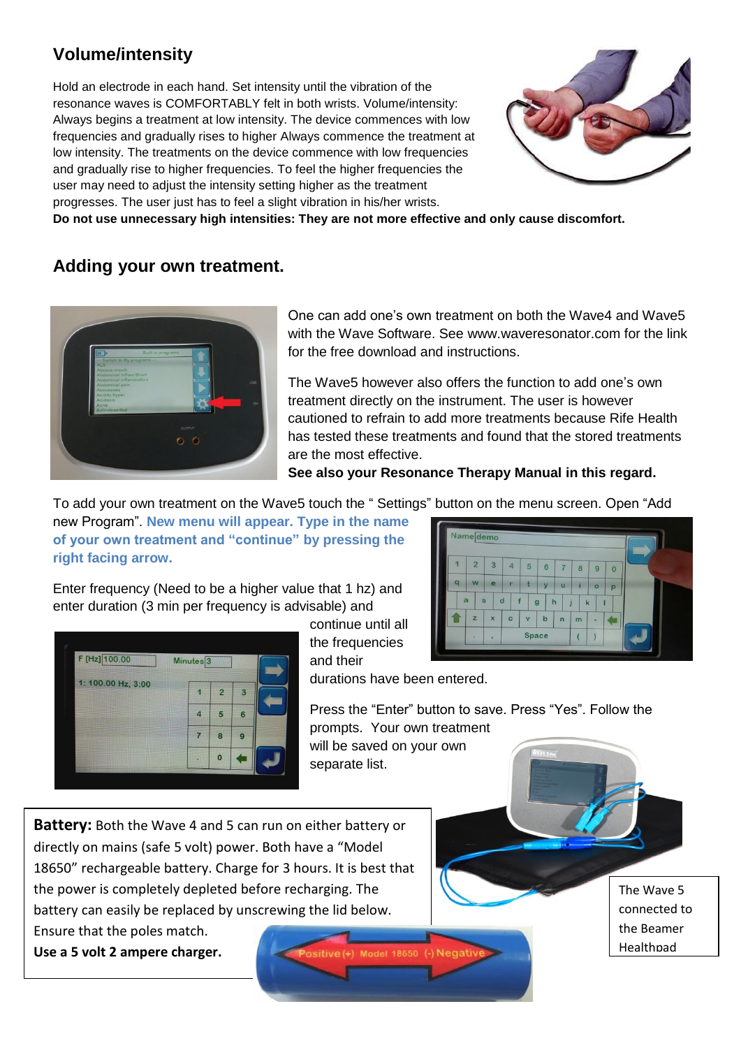## Volume/intensity

Hold an electrode in each hand. Set intensity until the vibration of the resonance waves is COMFORTABLY felt in both wrists. Volume/intensity: Always begins a treatment at low intensity. The device commences with low frequencies and gradually rises to higher Always commence the treatment at low intensity. The treatments on the device commence with low frequencies and gradually rise to higher frequencies. To feel the higher frequencies the user may need to adjust the intensity setting higher as the treatment progresses. The user just has to feel a slight vibration in his/her wrists.

**Do not use unnecessary high intensities: They are not more effective and only cause discomfort.**

## Adding your own treatment.

One can add one's own treatment on both the Wave4 and Wave5 with the Wave Software. See www.waveresonator.com for the link for the free download and instructions.

The Wave5 however also offers the function to add one's own treatment directly on the instrument. The user is however cautioned to refrain to add more treatments because Rife Health has tested these treatments and found that the stored treatments are the most effective.

**See also your Resonance Therapy Manual in this regard.**

To add your own treatment on the Wave5 touch the " Settings" button on the menu screen. Open "Add new Program". **New menu will appear. Type in the name of your own treatment and "continue" by pressing the right facing arrow.**

Enter frequency (Need to be a higher value that 1 hz) and enter duration (3 min per frequency is advisable) and continue until all the frequencies and their durations have been entered.

Press the "Enter" button to save. Press "Yes". Follow the prompts. Your own treatment will be saved on your own separate list.

**Battery:** Both the Wave 4 and 5 can run on either battery or directly on mains (safe 5 volt) power. Both have a "Model 18650" rechargeable battery. Charge for 3 hours. It is best that the power is completely depleted before recharging. The battery can easily be replaced by unscrewing the lid below. Ensure that the poles match.

**Use a 5 volt 2 ampere charger.**

The Wave 5 connected to the Beamer Healthpad